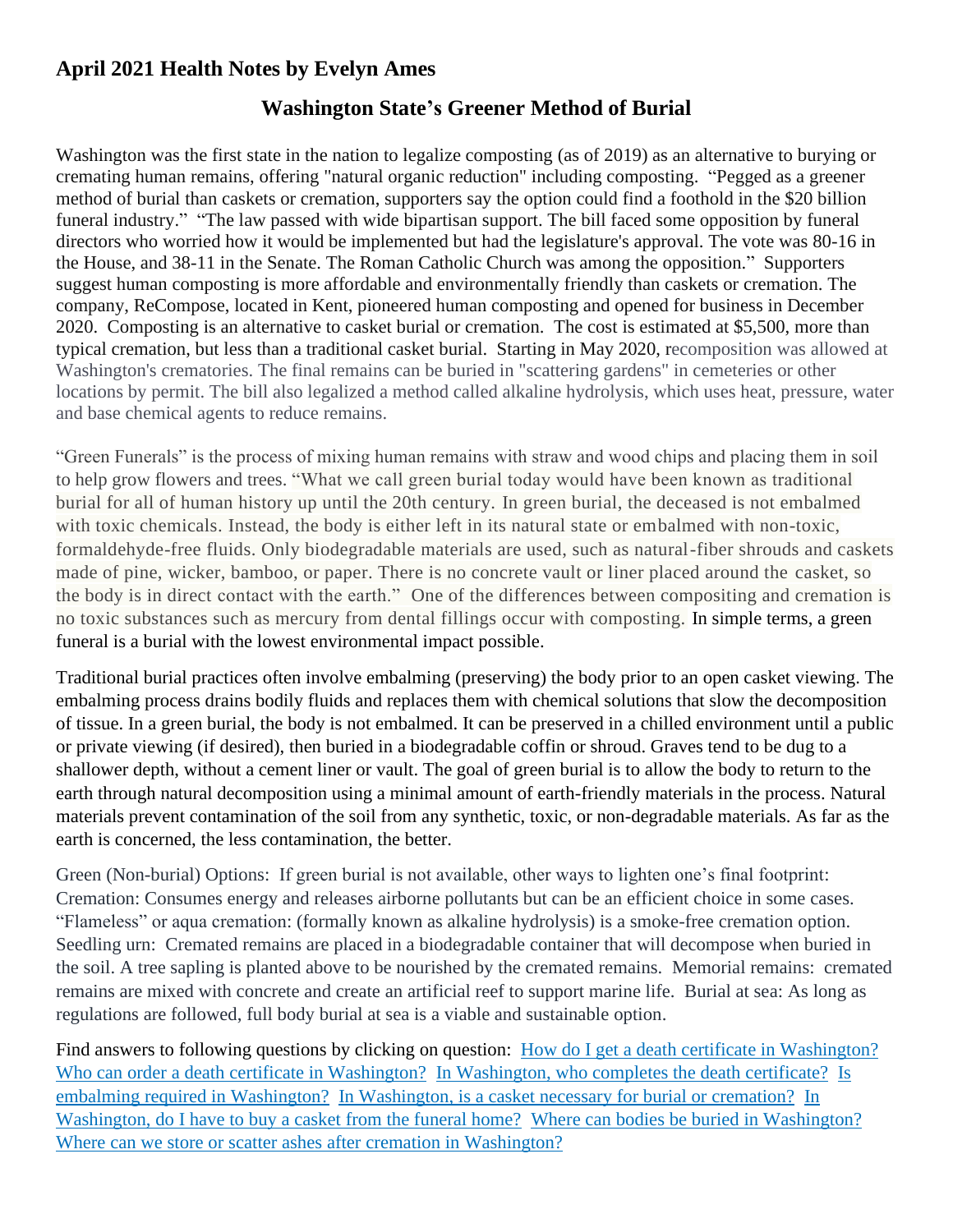## April 2021 Health Notes by Evelyn Ames

### Washington State's Greener Method of Burial

Washington was the first state in the nation to legalize composting (as of 2019) as an alternative to burying or cremating human remains, offering "natural organic reduction" including composting. "Pegged as a greener method of burial than caskets or cremation, supporters say the option could find a foothold in the $20 billion funeral industry." "The law passed with wide bipartisan support. The bill faced some opposition by funeral directors who worried how it would be implemented but had the legislature's approval. The vote was 80-16 in the House, and 38-11 in the Senate. The Roman Catholic Church was among the opposition." Supporters suggest human composting is more affordable and environmentally friendly than caskets or cremation. The company, ReCompose, located in Kent, pioneered human composting and opened for business in December 2020. Composting is an alternative to casket burial or cremation. The cost is estimated at $5,500, more than typical cremation, but less than a traditional casket burial. Starting in May 2020, recomposition was allowed at Washington's crematories. The final remains can be buried in "scattering gardens" in cemeteries or other locations by permit. The bill also legalized a method called alkaline hydrolysis, which uses heat, pressure, water and base chemical agents to reduce remains.

"Green Funerals" is the process of mixing human remains with straw and wood chips and placing them in soil to help grow flowers and trees. "What we call green burial today would have been known as traditional burial for all of human history up until the 20th century. In green burial, the deceased is not embalmed with toxic chemicals. Instead, the body is either left in its natural state or embalmed with non-toxic, formaldehyde-free fluids. Only biodegradable materials are used, such as natural-fiber shrouds and caskets made of pine, wicker, bamboo, or paper. There is no concrete vault or liner placed around the casket, so the body is in direct contact with the earth." One of the differences between compositing and cremation is no toxic substances such as mercury from dental fillings occur with composting. In simple terms, a green funeral is a burial with the lowest environmental impact possible.

Traditional burial practices often involve embalming (preserving) the body prior to an open casket viewing. The embalming process drains bodily fluids and replaces them with chemical solutions that slow the decomposition of tissue. In a green burial, the body is not embalmed. It can be preserved in a chilled environment until a public or private viewing (if desired), then buried in a biodegradable coffin or shroud. Graves tend to be dug to a shallower depth, without a cement liner or vault. The goal of green burial is to allow the body to return to the earth through natural decomposition using a minimal amount of earth-friendly materials in the process. Natural materials prevent contamination of the soil from any synthetic, toxic, or non-degradable materials. As far as the earth is concerned, the less contamination, the better.

Green (Non-burial) Options: If green burial is not available, other ways to lighten one's final footprint: Cremation: Consumes energy and releases airborne pollutants but can be an efficient choice in some cases. "Flameless" or aqua cremation: (formally known as alkaline hydrolysis) is a smoke-free cremation option. Seedling urn: Cremated remains are placed in a biodegradable container that will decompose when buried in the soil. A tree sapling is planted above to be nourished by the cremated remains. Memorial remains: cremated remains are mixed with concrete and create an artificial reef to support marine life. Burial at sea: As long as regulations are followed, full body burial at sea is a viable and sustainable option.

Find answers to following questions by clicking on question: How do I get a death certificate in Washington? Who can order a death certificate in Washington? In Washington, who completes the death certificate? Is embalming required in Washington? In Washington, is a casket necessary for burial or cremation? In Washington, do I have to buy a casket from the funeral home? Where can bodies be buried in Washington? Where can we store or scatter ashes after cremation in Washington?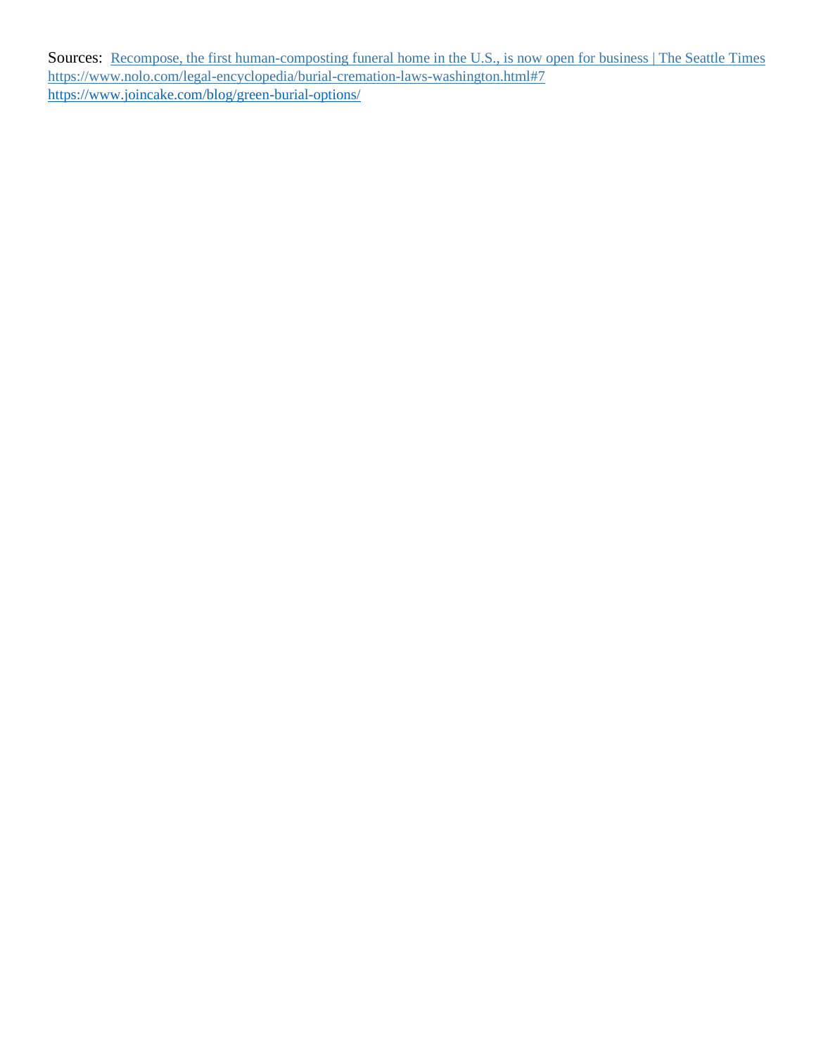Sources: Recompose, the first human-composting funeral home in the U.S., is now open for business | The Seattle Times
https://www.nolo.com/legal-encyclopedia/burial-cremation-laws-washington.html#7
https://www.joincake.com/blog/green-burial-options/